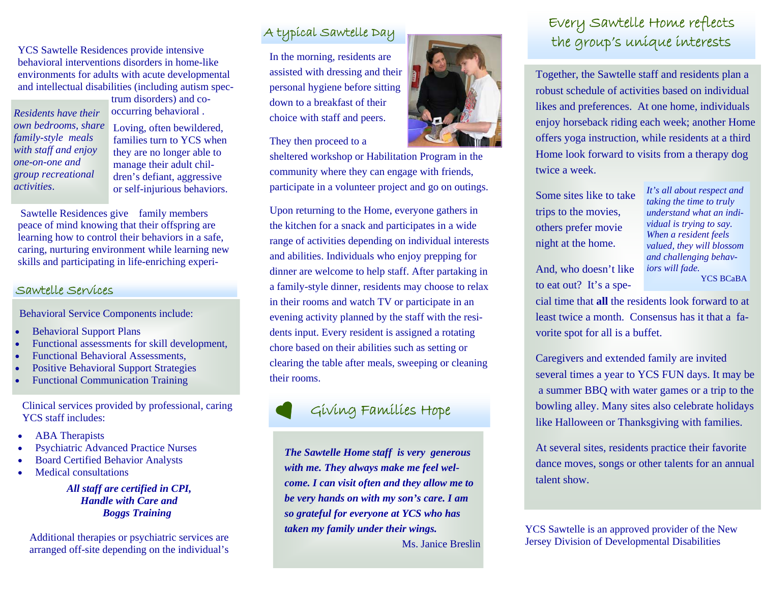YCS Sawtelle Residences provide intensive behavioral interventions disorders in home-like environments for adults with acute developmental and intellectual disabilities (including autism spectrum disorders) and co-occurring behavioral .

*Residents have their own bedrooms, share family-style meals with staff and enjoy one-on-one and group recreational activities.*

Loving, often bewildered, families turn to YCS when they are no longer able to manage their adult children's defiant, aggressive or self-injurious behaviors.

Sawtelle Residences give family members peace of mind knowing that their offspring are learning how to control their behaviors in a safe, caring, nurturing environment while learning new skills and participating in life-enriching experi-

## Sawtelle Services

Behavioral Service Components include:

- Behavioral Support Plans
- Functional assessments for skill development,
- Functional Behavioral Assessments,
- Positive Behavioral Support Strategies
- Functional Communication Training

Clinical services provided by professional, caring YCS staff includes:

- ABA Therapists
- Psychiatric Advanced Practice Nurses
- Board Certified Behavior Analysts
- Medical consultations

***All staff are certified in CPI, Handle with Care and Boggs Training***

Additional therapies or psychiatric services are arranged off-site depending on the individual's

## A typical Sawtelle Day

In the morning, residents are assisted with dressing and their personal hygiene before sitting down to a breakfast of their choice with staff and peers.

They then proceed to a sheltered workshop or Habilitation Program in the community where they can engage with friends, participate in a volunteer project and go on outings.

Upon returning to the Home, everyone gathers in the kitchen for a snack and participates in a wide range of activities depending on individual interests and abilities. Individuals who enjoy prepping for dinner are welcome to help staff. After partaking in a family-style dinner, residents may choose to relax in their rooms and watch TV or participate in an evening activity planned by the staff with the residents input. Every resident is assigned a rotating chore based on their abilities such as setting or clearing the table after meals, sweeping or cleaning their rooms.

## Giving Families Hope

***The Sawtelle Home staff is very generous with me. They always make me feel welcome. I can visit often and they allow me to be very hands on with my son's care. I am so grateful for everyone at YCS who has taken my family under their wings.***

Ms. Janice Breslin

## Every Sawtelle Home reflects the group's unique interests

Together, the Sawtelle staff and residents plan a robust schedule of activities based on individual likes and preferences. At one home, individuals enjoy horseback riding each week; another Home offers yoga instruction, while residents at a third Home look forward to visits from a therapy dog twice a week.

*It's all about respect and taking the time to truly understand what an individual is trying to say. When a resident feels valued, they will blossom and challenging behaviors will fade.*

YCS BCaBA

Some sites like to take trips to the movies, others prefer movie night at the home.

And, who doesn't like to eat out? It's a special time that **all** the residents look forward to at least twice a month. Consensus has it that a favorite spot for all is a buffet.

Caregivers and extended family are invited several times a year to YCS FUN days. It may be a summer BBQ with water games or a trip to the bowling alley. Many sites also celebrate holidays like Halloween or Thanksgiving with families.

At several sites, residents practice their favorite dance moves, songs or other talents for an annual talent show.

YCS Sawtelle is an approved provider of the New Jersey Division of Developmental Disabilities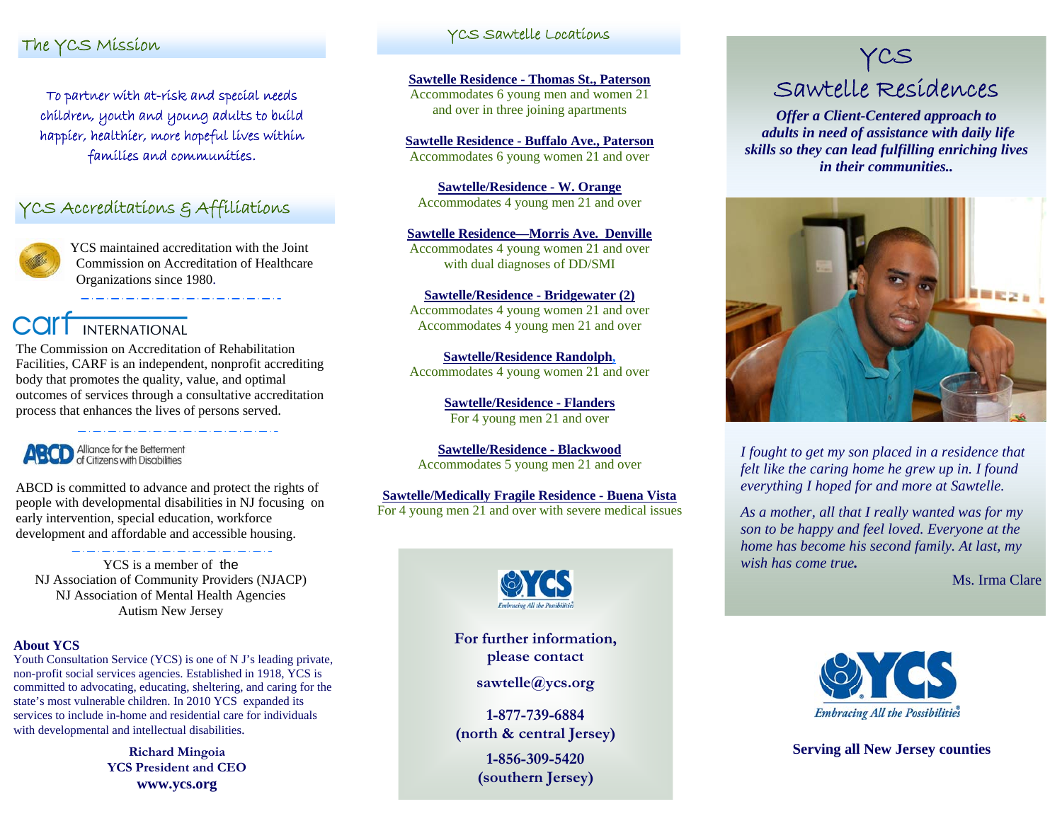## The YCS Mission

To partner with at-risk and special needs children, youth and young adults to build happier, healthier, more hopeful lives within families and communities.

## YCS Accreditations & Affiliations

YCS maintained accreditation with the Joint Commission on Accreditation of Healthcare Organizations since 1980.

carf INTERNATIONAL

The Commission on Accreditation of Rehabilitation Facilities, CARF is an independent, nonprofit accrediting body that promotes the quality, value, and optimal outcomes of services through a consultative accreditation process that enhances the lives of persons served.

ABCD Alliance for the Betterment of Citizens with Disabilities

ABCD is committed to advance and protect the rights of people with developmental disabilities in NJ focusing on early intervention, special education, workforce development and affordable and accessible housing.

YCS is a member of the
NJ Association of Community Providers (NJACP)
NJ Association of Mental Health Agencies
Autism New Jersey

**About YCS**

Youth Consultation Service (YCS) is one of N J's leading private, non-profit social services agencies. Established in 1918, YCS is committed to advocating, educating, sheltering, and caring for the state's most vulnerable children. In 2010 YCS expanded its services to include in-home and residential care for individuals with developmental and intellectual disabilities.

**Richard Mingoia**
**YCS President and CEO**
**www.ycs.org**

## YCS Sawtelle Locations

**Sawtelle Residence - Thomas St., Paterson**
Accommodates 6 young men and women 21 and over in three joining apartments

**Sawtelle Residence - Buffalo Ave., Paterson**
Accommodates 6 young women 21 and over

**Sawtelle/Residence - W. Orange**
Accommodates 4 young men 21 and over

**Sawtelle Residence—Morris Ave. Denville**
Accommodates 4 young women 21 and over with dual diagnoses of DD/SMI

**Sawtelle/Residence - Bridgewater (2)**
Accommodates 4 young women 21 and over
Accommodates 4 young men 21 and over

**Sawtelle/Residence Randolph,**
Accommodates 4 young women 21 and over

**Sawtelle/Residence - Flanders**
For 4 young men 21 and over

**Sawtelle/Residence - Blackwood**
Accommodates 5 young men 21 and over

**Sawtelle/Medically Fragile Residence - Buena Vista**
For 4 young men 21 and over with severe medical issues

YCS Embracing All the Possibilities

**For further information, please contact**

**sawtelle@ycs.org**

**1-877-739-6884 (north & central Jersey)**

**1-856-309-5420 (southern Jersey)**

# YCS Sawtelle Residences

***Offer a Client-Centered approach to adults in need of assistance with daily life skills so they can lead fulfilling enriching lives in their communities..***

*I fought to get my son placed in a residence that felt like the caring home he grew up in. I found everything I hoped for and more at Sawtelle.*

*As a mother, all that I really wanted was for my son to be happy and feel loved. Everyone at the home has become his second family. At last, my wish has come true.*

Ms. Irma Clare

YCS Embracing All the Possibilities

**Serving all New Jersey counties**